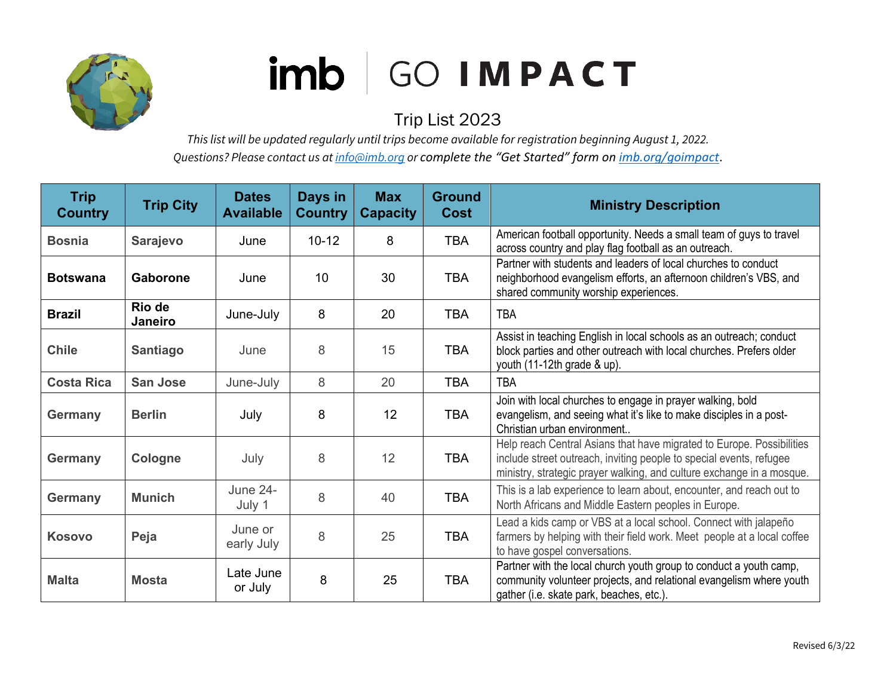# imb | GO IMPACT

## Trip List 2023

*This list will be updated regularly until trips become available for registration beginning August 1, 2022.*
*Questions? Please contact us at [info@imb.org](mailto:info@imb.org) or complete the "Get Started" form on [imb.org/goimpact](imb.org/goimpact).*

| Trip Country | Trip City | Dates Available | Days in Country | Max Capacity | Ground Cost | Ministry Description |
|---|---|---|---|---|---|---|
| **Bosnia** | **Sarajevo** | June | 10-12 | 8 | TBA | American football opportunity. Needs a small team of guys to travel across country and play flag football as an outreach. |
| **Botswana** | **Gaborone** | June | 10 | 30 | TBA | Partner with students and leaders of local churches to conduct neighborhood evangelism efforts, an afternoon children's VBS, and shared community worship experiences. |
| **Brazil** | **Rio de Janeiro** | June-July | 8 | 20 | TBA | TBA |
| **Chile** | **Santiago** | June | 8 | 15 | TBA | Assist in teaching English in local schools as an outreach; conduct block parties and other outreach with local churches. Prefers older youth (11-12th grade & up). |
| **Costa Rica** | **San Jose** | June-July | 8 | 20 | TBA | TBA |
| **Germany** | **Berlin** | July | 8 | 12 | TBA | Join with local churches to engage in prayer walking, bold evangelism, and seeing what it's like to make disciples in a post-Christian urban environment.. |
| **Germany** | **Cologne** | July | 8 | 12 | TBA | Help reach Central Asians that have migrated to Europe. Possibilities include street outreach, inviting people to special events, refugee ministry, strategic prayer walking, and culture exchange in a mosque. |
| **Germany** | **Munich** | June 24-July 1 | 8 | 40 | TBA | This is a lab experience to learn about, encounter, and reach out to North Africans and Middle Eastern peoples in Europe. |
| **Kosovo** | **Peja** | June or early July | 8 | 25 | TBA | Lead a kids camp or VBS at a local school. Connect with jalapeño farmers by helping with their field work. Meet people at a local coffee to have gospel conversations. |
| **Malta** | **Mosta** | Late June or July | 8 | 25 | TBA | Partner with the local church youth group to conduct a youth camp, community volunteer projects, and relational evangelism where youth gather (i.e. skate park, beaches, etc.). |

Revised 6/3/22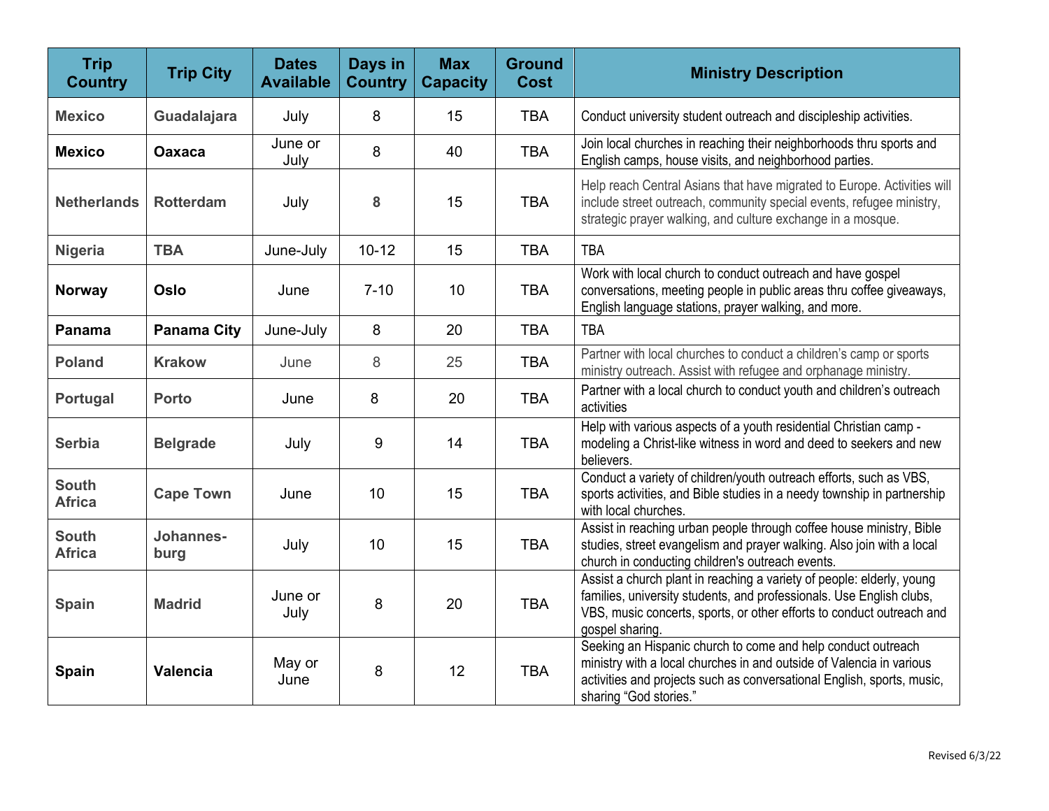| Trip Country | Trip City | Dates Available | Days in Country | Max Capacity | Ground Cost | Ministry Description |
|---|---|---|---|---|---|---|
| Mexico | Guadalajara | July | 8 | 15 | TBA | Conduct university student outreach and discipleship activities. |
| Mexico | Oaxaca | June or July | 8 | 40 | TBA | Join local churches in reaching their neighborhoods thru sports and English camps, house visits, and neighborhood parties. |
| Netherlands | Rotterdam | July | 8 | 15 | TBA | Help reach Central Asians that have migrated to Europe. Activities will include street outreach, community special events, refugee ministry, strategic prayer walking, and culture exchange in a mosque. |
| Nigeria | TBA | June-July | 10-12 | 15 | TBA | TBA |
| Norway | Oslo | June | 7-10 | 10 | TBA | Work with local church to conduct outreach and have gospel conversations, meeting people in public areas thru coffee giveaways, English language stations, prayer walking, and more. |
| Panama | Panama City | June-July | 8 | 20 | TBA | TBA |
| Poland | Krakow | June | 8 | 25 | TBA | Partner with local churches to conduct a children's camp or sports ministry outreach. Assist with refugee and orphanage ministry. |
| Portugal | Porto | June | 8 | 20 | TBA | Partner with a local church to conduct youth and children's outreach activities |
| Serbia | Belgrade | July | 9 | 14 | TBA | Help with various aspects of a youth residential Christian camp - modeling a Christ-like witness in word and deed to seekers and new believers. |
| South Africa | Cape Town | June | 10 | 15 | TBA | Conduct a variety of children/youth outreach efforts, such as VBS, sports activities, and Bible studies in a needy township in partnership with local churches. |
| South Africa | Johannes-burg | July | 10 | 15 | TBA | Assist in reaching urban people through coffee house ministry, Bible studies, street evangelism and prayer walking. Also join with a local church in conducting children's outreach events. |
| Spain | Madrid | June or July | 8 | 20 | TBA | Assist a church plant in reaching a variety of people: elderly, young families, university students, and professionals. Use English clubs, VBS, music concerts, sports, or other efforts to conduct outreach and gospel sharing. |
| Spain | Valencia | May or June | 8 | 12 | TBA | Seeking an Hispanic church to come and help conduct outreach ministry with a local churches in and outside of Valencia in various activities and projects such as conversational English, sports, music, sharing "God stories." |

Revised 6/3/22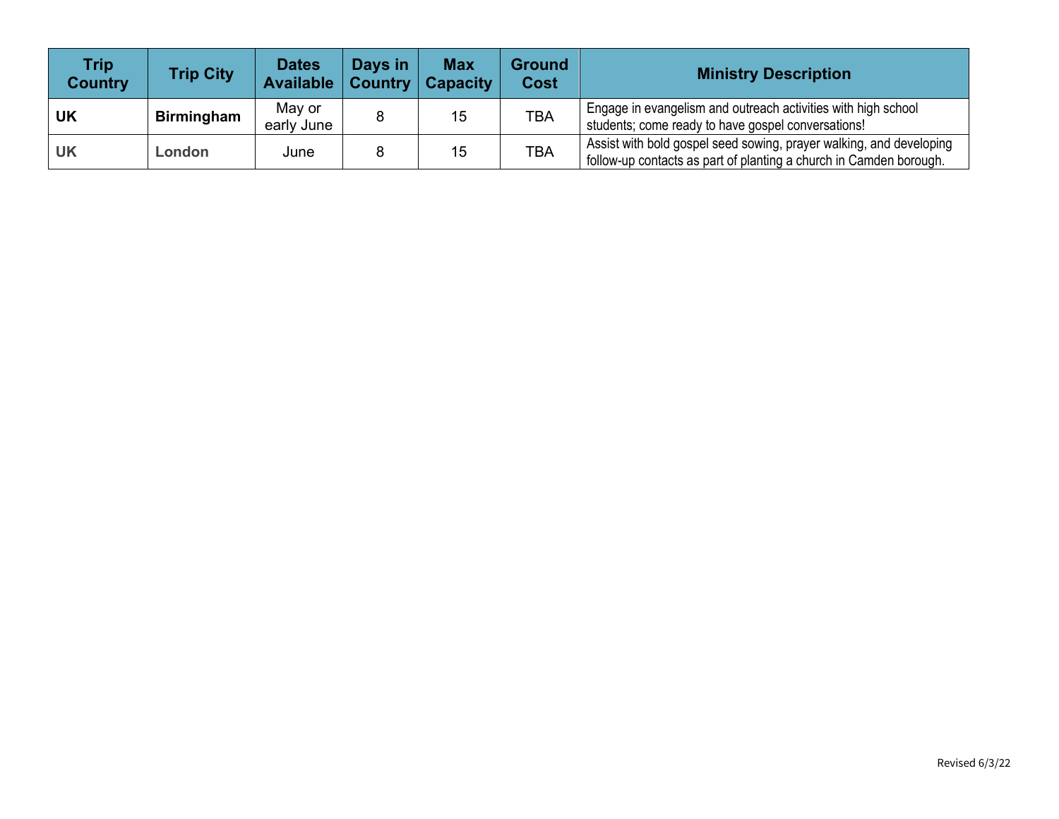| Trip Country | Trip City | Dates Available | Days in Country | Max Capacity | Ground Cost | Ministry Description |
|---|---|---|---|---|---|---|
| **UK** | **Birmingham** | May or early June | 8 | 15 | TBA | Engage in evangelism and outreach activities with high school students; come ready to have gospel conversations! |
| **UK** | **London** | June | 8 | 15 | TBA | Assist with bold gospel seed sowing, prayer walking, and developing follow-up contacts as part of planting a church in Camden borough. |

Revised 6/3/22